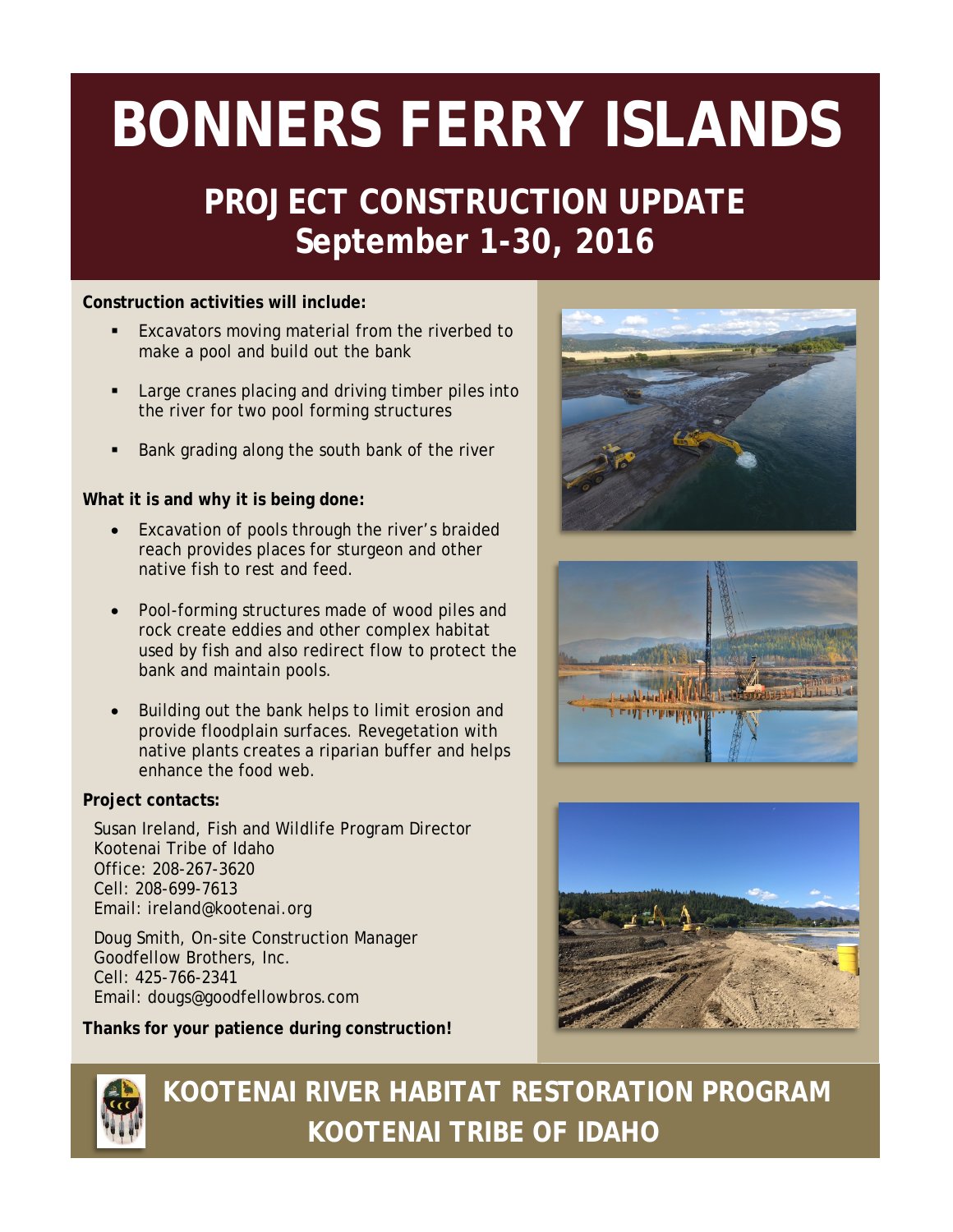# BONNERS FERRY ISLANDS

## PROJECT CONSTRUCTION UPDATE
## September 1-30, 2016

**Construction activities will include:**

- Excavators moving material from the riverbed to make a pool and build out the bank
- Large cranes placing and driving timber piles into the river for two pool forming structures
- Bank grading along the south bank of the river

**What it is and why it is being done:**

- Excavation of pools through the river's braided reach provides places for sturgeon and other native fish to rest and feed.
- Pool-forming structures made of wood piles and rock create eddies and other complex habitat used by fish and also redirect flow to protect the bank and maintain pools.
- Building out the bank helps to limit erosion and provide floodplain surfaces. Revegetation with native plants creates a riparian buffer and helps enhance the food web.

**Project contacts:**

Susan Ireland, Fish and Wildlife Program Director
Kootenai Tribe of Idaho
Office: 208-267-3620
Cell: 208-699-7613
Email: ireland@kootenai.org

Doug Smith, On-site Construction Manager
Goodfellow Brothers, Inc.
Cell: 425-766-2341
Email: dougs@goodfellowbros.com

**Thanks for your patience during construction!**

## KOOTENAI RIVER HABITAT RESTORATION PROGRAM
## KOOTENAI TRIBE OF IDAHO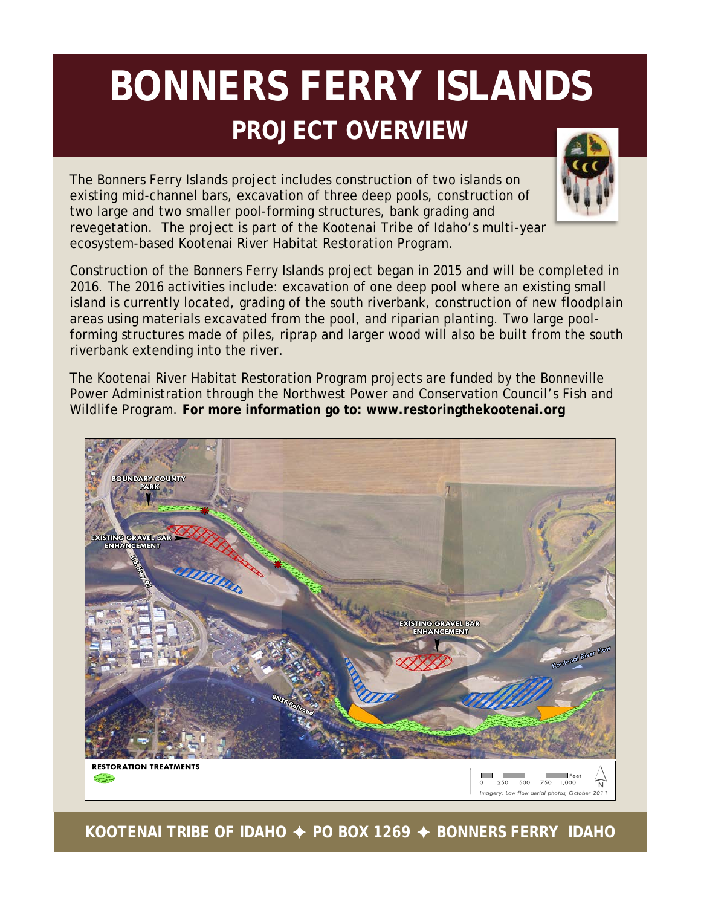# BONNERS FERRY ISLANDS

## PROJECT OVERVIEW

The Bonners Ferry Islands project includes construction of two islands on existing mid-channel bars, excavation of three deep pools, construction of two large and two smaller pool-forming structures, bank grading and revegetation. The project is part of the Kootenai Tribe of Idaho's multi-year ecosystem-based Kootenai River Habitat Restoration Program.

Construction of the Bonners Ferry Islands project began in 2015 and will be completed in 2016. The 2016 activities include: excavation of one deep pool where an existing small island is currently located, grading of the south riverbank, construction of new floodplain areas using materials excavated from the pool, and riparian planting. Two large pool-forming structures made of piles, riprap and larger wood will also be built from the south riverbank extending into the river.

The Kootenai River Habitat Restoration Program projects are funded by the Bonneville Power Administration through the Northwest Power and Conservation Council's Fish and Wildlife Program. **For more information go to: www.restoringthekootenai.org**

BOUNDARY COUNTY PARK

EXISTING GRAVEL BAR ENHANCEMENT

US Hwy 95

EXISTING GRAVEL BAR ENHANCEMENT

Kootenai River flow

BNSF Railroad

RESTORATION TREATMENTS

Feet
0 250 500 750 1,000

N

*Imagery: Low flow aerial photos, October 2011*

**KOOTENAI TRIBE OF IDAHO ✦ PO BOX 1269 ✦ BONNERS FERRY IDAHO**